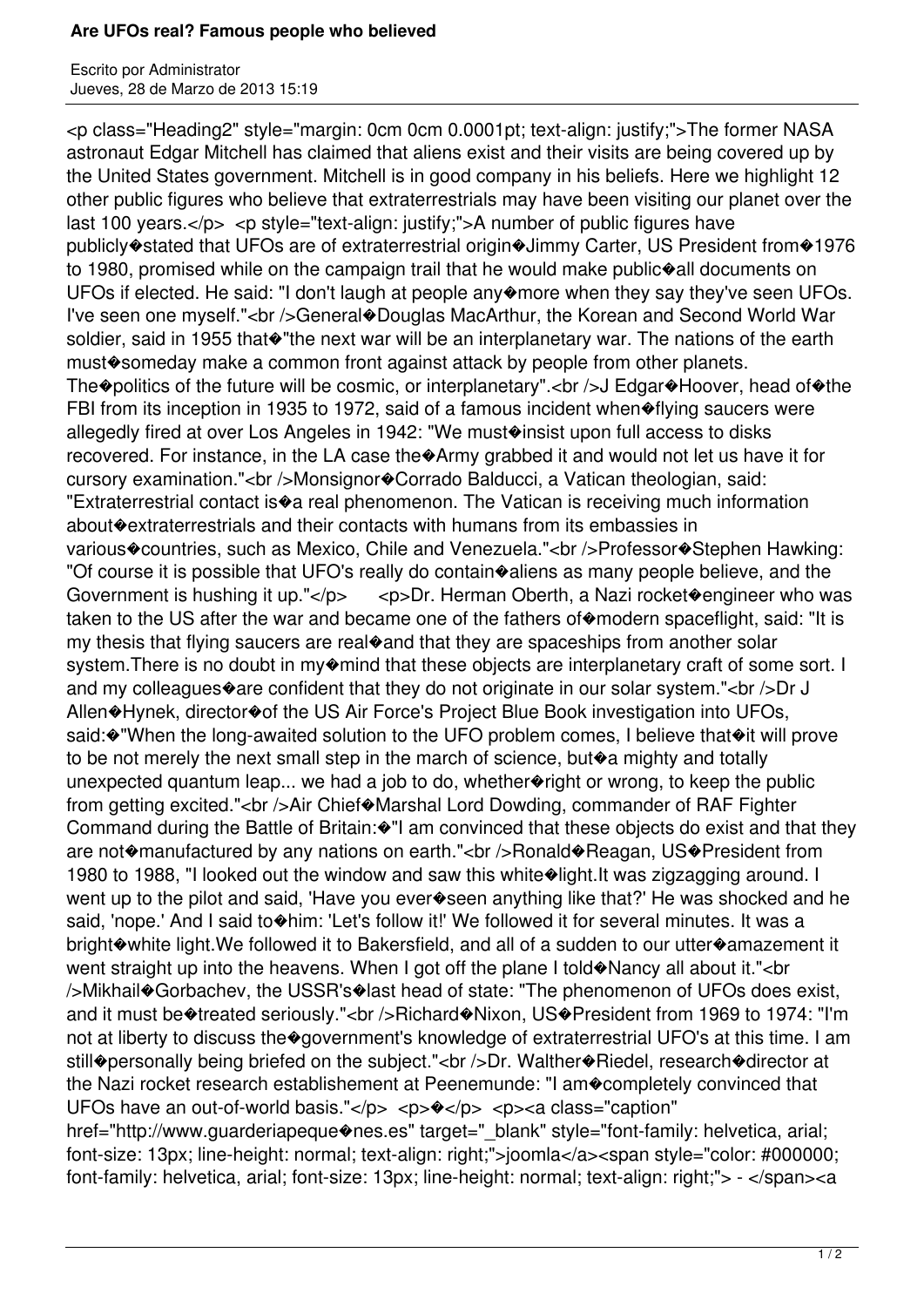# Are UFOs real? Famous people who believed

Escrito por Administrator
Jueves, 28 de Marzo de 2013 15:19

<p class="Heading2" style="margin: 0cm 0cm 0.0001pt; text-align: justify;">The former NASA astronaut Edgar Mitchell has claimed that aliens exist and their visits are being covered up by the United States government. Mitchell is in good company in his beliefs. Here we highlight 12 other public figures who believe that extraterrestrials may have been visiting our planet over the last 100 years.</p> <p style="text-align: justify;">A number of public figures have publicly�stated that UFOs are of extraterrestrial origin�Jimmy Carter, US President from�1976 to 1980, promised while on the campaign trail that he would make public�all documents on UFOs if elected. He said: "I don't laugh at people any�more when they say they've seen UFOs. I've seen one myself."<br />General�Douglas MacArthur, the Korean and Second World War soldier, said in 1955 that�"the next war will be an interplanetary war. The nations of the earth must�someday make a common front against attack by people from other planets. The�politics of the future will be cosmic, or interplanetary".<br />J Edgar�Hoover, head of�the FBI from its inception in 1935 to 1972, said of a famous incident when�flying saucers were allegedly fired at over Los Angeles in 1942: "We must�insist upon full access to disks recovered. For instance, in the LA case the�Army grabbed it and would not let us have it for cursory examination."<br />Monsignor�Corrado Balducci, a Vatican theologian, said: "Extraterrestrial contact is�a real phenomenon. The Vatican is receiving much information about�extraterrestrials and their contacts with humans from its embassies in various�countries, such as Mexico, Chile and Venezuela."<br />Professor�Stephen Hawking: "Of course it is possible that UFO's really do contain�aliens as many people believe, and the Government is hushing it up."</p> <p>Dr. Herman Oberth, a Nazi rocket�engineer who was taken to the US after the war and became one of the fathers of�modern spaceflight, said: "It is my thesis that flying saucers are real�and that they are spaceships from another solar system.There is no doubt in my�mind that these objects are interplanetary craft of some sort. I and my colleagues�are confident that they do not originate in our solar system."<br />Dr J Allen�Hynek, director�of the US Air Force's Project Blue Book investigation into UFOs, said:�"When the long-awaited solution to the UFO problem comes, I believe that�it will prove to be not merely the next small step in the march of science, but�a mighty and totally unexpected quantum leap... we had a job to do, whether�right or wrong, to keep the public from getting excited."<br />Air Chief�Marshal Lord Dowding, commander of RAF Fighter Command during the Battle of Britain:�"I am convinced that these objects do exist and that they are not�manufactured by any nations on earth."<br />Ronald�Reagan, US�President from 1980 to 1988, "I looked out the window and saw this white�light.It was zigzagging around. I went up to the pilot and said, 'Have you ever�seen anything like that?' He was shocked and he said, 'nope.' And I said to�him: 'Let's follow it!' We followed it for several minutes. It was a bright�white light.We followed it to Bakersfield, and all of a sudden to our utter�amazement it went straight up into the heavens. When I got off the plane I told�Nancy all about it."<br />Mikhail�Gorbachev, the USSR's�last head of state: "The phenomenon of UFOs does exist, and it must be�treated seriously."<br />Richard�Nixon, US�President from 1969 to 1974: "I'm not at liberty to discuss the�government's knowledge of extraterrestrial UFO's at this time. I am still�personally being briefed on the subject."<br />Dr. Walther�Riedel, research�director at the Nazi rocket research establishement at Peenemunde: "I am�completely convinced that UFOs have an out-of-world basis."</p> <p>�</p> <p><a class="caption" href="http://www.guarderiapeque�nes.es" target="_blank" style="font-family: helvetica, arial; font-size: 13px; line-height: normal; text-align: right;">joomla</a><span style="color: #000000; font-family: helvetica, arial; font-size: 13px; line-height: normal; text-align: right;"> - </span><a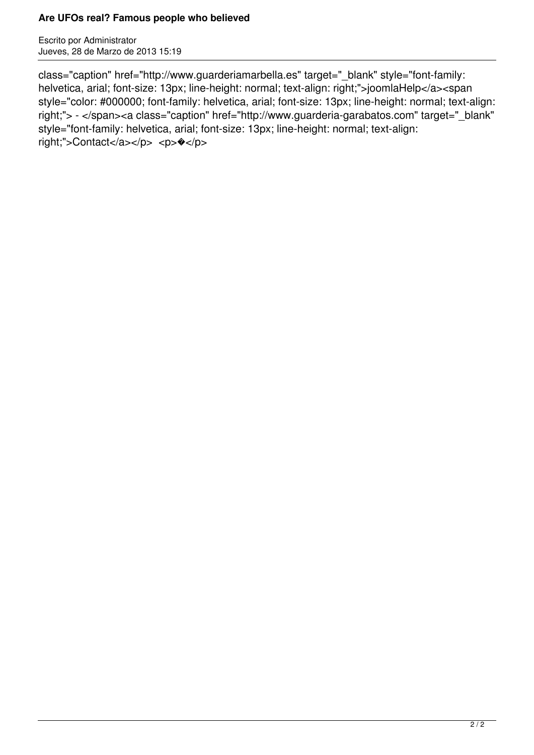class="caption" href="http://www.guarderiamarbella.es" target="_blank" style="font-family: helvetica, arial; font-size: 13px; line-height: normal; text-align: right;">joomlaHelp</a><span style="color: #000000; font-family: helvetica, arial; font-size: 13px; line-height: normal; text-align: right;"> - </span><a class="caption" href="http://www.guarderia-garabatos.com" target="_blank" style="font-family: helvetica, arial; font-size: 13px; line-height: normal; text-align: right;">Contact</a></p>  <p>�</p>